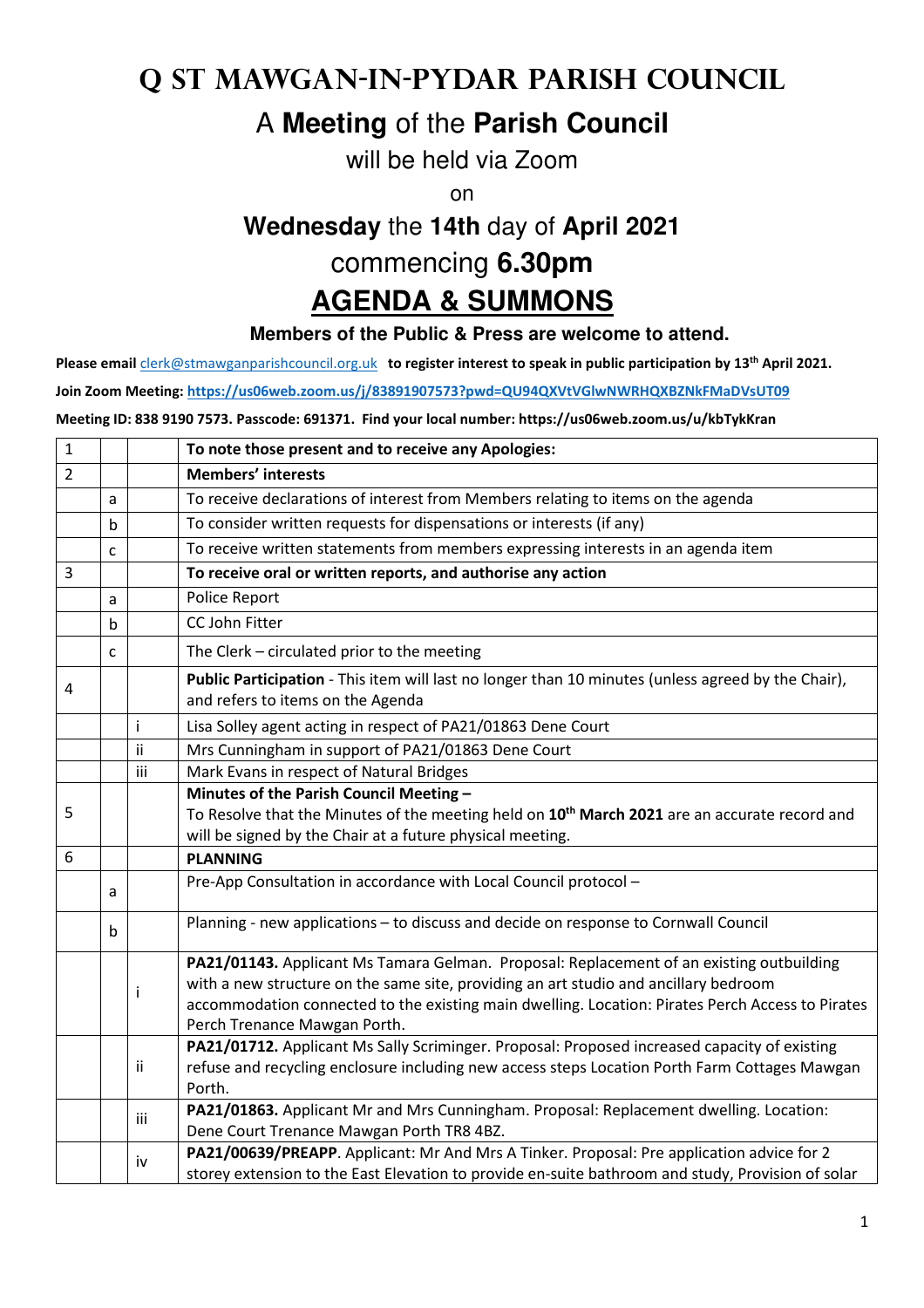# Q St Mawgan-in-Pydar Parish Council

## A **Meeting** of the **Parish Council**

will be held via Zoom

on

**Wednesday** the **14th** day of **April 2021**

commencing **6.30pm**

# AGENDA & SUMMONS

**Members of the Public & Press are welcome to attend.**

**Please email** clerk@stmawganparishcouncil.org.uk **to register interest to speak in public participation by 13th April 2021.**

**Join Zoom Meeting: https://us06web.zoom.us/j/83891907573?pwd=QU94QXVtVGlwNWRHQXBZNkFMaDVsUT09**

**Meeting ID: 838 9190 7573. Passcode: 691371. Find your local number: https://us06web.zoom.us/u/kbTykKran**

| | | | |
|---|---|---|---|
| 1 | | | **To note those present and to receive any Apologies:** |
| 2 | | | **Members' interests** |
| | a | | To receive declarations of interest from Members relating to items on the agenda |
| | b | | To consider written requests for dispensations or interests (if any) |
| | c | | To receive written statements from members expressing interests in an agenda item |
| 3 | | | **To receive oral or written reports, and authorise any action** |
| | a | | Police Report |
| | b | | CC John Fitter |
| | c | | The Clerk – circulated prior to the meeting |
| 4 | | | **Public Participation** - This item will last no longer than 10 minutes (unless agreed by the Chair), and refers to items on the Agenda |
| | | i | Lisa Solley agent acting in respect of PA21/01863 Dene Court |
| | | ii | Mrs Cunningham in support of PA21/01863 Dene Court |
| | | iii | Mark Evans in respect of Natural Bridges |
| 5 | | | **Minutes of the Parish Council Meeting –** To Resolve that the Minutes of the meeting held on **10th March 2021** are an accurate record and will be signed by the Chair at a future physical meeting. |
| 6 | | | **PLANNING** |
| | a | | Pre-App Consultation in accordance with Local Council protocol – |
| | b | | Planning - new applications – to discuss and decide on response to Cornwall Council |
| | | i | **PA21/01143.** Applicant Ms Tamara Gelman. Proposal: Replacement of an existing outbuilding with a new structure on the same site, providing an art studio and ancillary bedroom accommodation connected to the existing main dwelling. Location: Pirates Perch Access to Pirates Perch Trenance Mawgan Porth. |
| | | ii | **PA21/01712.** Applicant Ms Sally Scriminger. Proposal: Proposed increased capacity of existing refuse and recycling enclosure including new access steps Location Porth Farm Cottages Mawgan Porth. |
| | | iii | **PA21/01863.** Applicant Mr and Mrs Cunningham. Proposal: Replacement dwelling. Location: Dene Court Trenance Mawgan Porth TR8 4BZ. |
| | | iv | **PA21/00639/PREAPP**. Applicant: Mr And Mrs A Tinker. Proposal: Pre application advice for 2 storey extension to the East Elevation to provide en-suite bathroom and study, Provision of solar |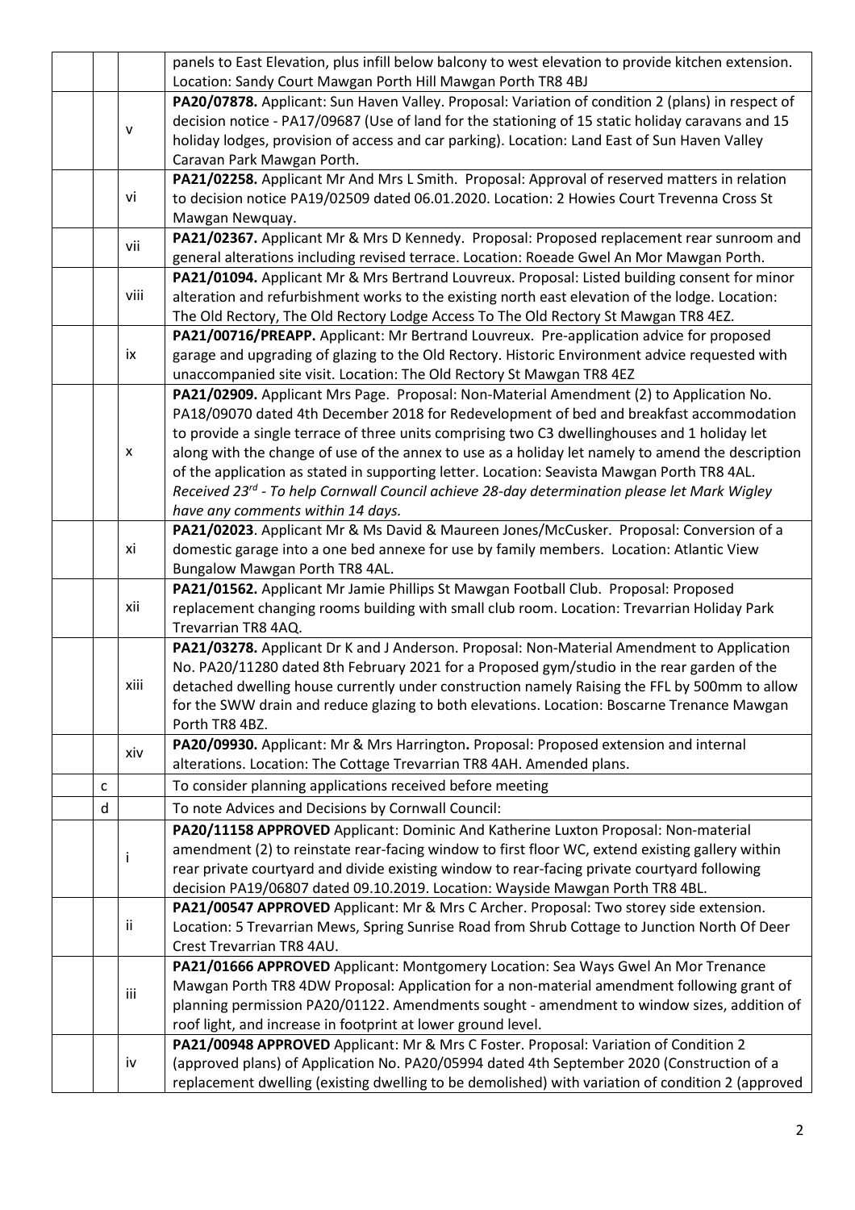| | | | |
|---|---|---|---|
| | | | panels to East Elevation, plus infill below balcony to west elevation to provide kitchen extension. Location: Sandy Court Mawgan Porth Hill Mawgan Porth TR8 4BJ |
| | | v | **PA20/07878.** Applicant: Sun Haven Valley. Proposal: Variation of condition 2 (plans) in respect of decision notice - PA17/09687 (Use of land for the stationing of 15 static holiday caravans and 15 holiday lodges, provision of access and car parking). Location: Land East of Sun Haven Valley Caravan Park Mawgan Porth. |
| | | vi | **PA21/02258.** Applicant Mr And Mrs L Smith. Proposal: Approval of reserved matters in relation to decision notice PA19/02509 dated 06.01.2020. Location: 2 Howies Court Trevenna Cross St Mawgan Newquay. |
| | | vii | **PA21/02367.** Applicant Mr & Mrs D Kennedy. Proposal: Proposed replacement rear sunroom and general alterations including revised terrace. Location: Roeade Gwel An Mor Mawgan Porth. |
| | | viii | **PA21/01094.** Applicant Mr & Mrs Bertrand Louvreux. Proposal: Listed building consent for minor alteration and refurbishment works to the existing north east elevation of the lodge. Location: The Old Rectory, The Old Rectory Lodge Access To The Old Rectory St Mawgan TR8 4EZ. |
| | | ix | **PA21/00716/PREAPP.** Applicant: Mr Bertrand Louvreux. Pre-application advice for proposed garage and upgrading of glazing to the Old Rectory. Historic Environment advice requested with unaccompanied site visit. Location: The Old Rectory St Mawgan TR8 4EZ |
| | | x | **PA21/02909.** Applicant Mrs Page. Proposal: Non-Material Amendment (2) to Application No. PA18/09070 dated 4th December 2018 for Redevelopment of bed and breakfast accommodation to provide a single terrace of three units comprising two C3 dwellinghouses and 1 holiday let along with the change of use of the annex to use as a holiday let namely to amend the description of the application as stated in supporting letter. Location: Seavista Mawgan Porth TR8 4AL. *Received 23rd - To help Cornwall Council achieve 28-day determination please let Mark Wigley have any comments within 14 days.* |
| | | xi | **PA21/02023**. Applicant Mr & Ms David & Maureen Jones/McCusker. Proposal: Conversion of a domestic garage into a one bed annexe for use by family members. Location: Atlantic View Bungalow Mawgan Porth TR8 4AL. |
| | | xii | **PA21/01562.** Applicant Mr Jamie Phillips St Mawgan Football Club. Proposal: Proposed replacement changing rooms building with small club room. Location: Trevarrian Holiday Park Trevarrian TR8 4AQ. |
| | | xiii | **PA21/03278.** Applicant Dr K and J Anderson. Proposal: Non-Material Amendment to Application No. PA20/11280 dated 8th February 2021 for a Proposed gym/studio in the rear garden of the detached dwelling house currently under construction namely Raising the FFL by 500mm to allow for the SWW drain and reduce glazing to both elevations. Location: Boscarne Trenance Mawgan Porth TR8 4BZ. |
| | | xiv | **PA20/09930.** Applicant: Mr & Mrs Harrington**.** Proposal: Proposed extension and internal alterations. Location: The Cottage Trevarrian TR8 4AH. Amended plans. |
| | c | | To consider planning applications received before meeting |
| | d | | To note Advices and Decisions by Cornwall Council: |
| | | i | **PA20/11158 APPROVED** Applicant: Dominic And Katherine Luxton Proposal: Non-material amendment (2) to reinstate rear-facing window to first floor WC, extend existing gallery within rear private courtyard and divide existing window to rear-facing private courtyard following decision PA19/06807 dated 09.10.2019. Location: Wayside Mawgan Porth TR8 4BL. |
| | | ii | **PA21/00547 APPROVED** Applicant: Mr & Mrs C Archer. Proposal: Two storey side extension. Location: 5 Trevarrian Mews, Spring Sunrise Road from Shrub Cottage to Junction North Of Deer Crest Trevarrian TR8 4AU. |
| | | iii | **PA21/01666 APPROVED** Applicant: Montgomery Location: Sea Ways Gwel An Mor Trenance Mawgan Porth TR8 4DW Proposal: Application for a non-material amendment following grant of planning permission PA20/01122. Amendments sought - amendment to window sizes, addition of roof light, and increase in footprint at lower ground level. |
| | | iv | **PA21/00948 APPROVED** Applicant: Mr & Mrs C Foster. Proposal: Variation of Condition 2 (approved plans) of Application No. PA20/05994 dated 4th September 2020 (Construction of a replacement dwelling (existing dwelling to be demolished) with variation of condition 2 (approved |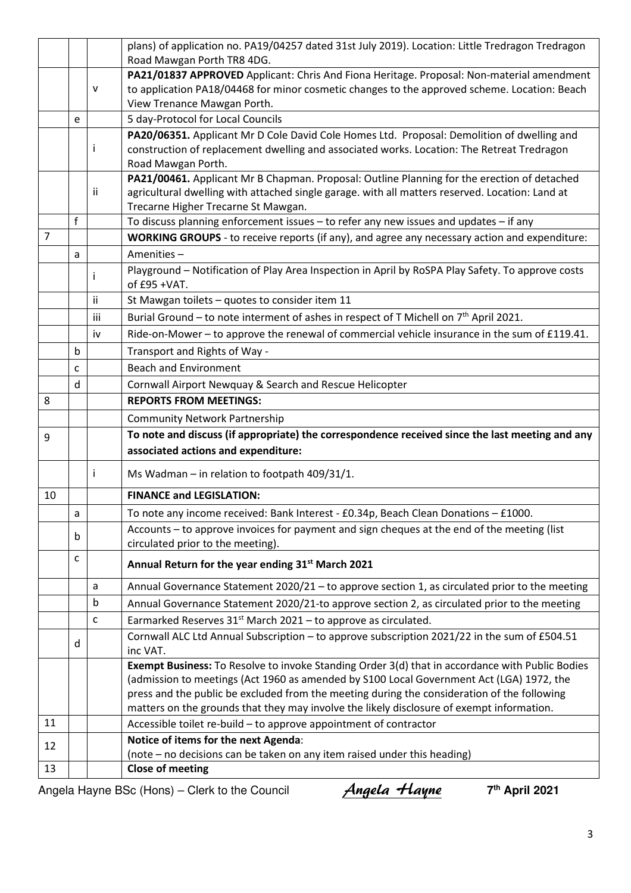| | | | |
|---|---|---|---|
| | | | plans) of application no. PA19/04257 dated 31st July 2019). Location: Little Tredragon Tredragon Road Mawgan Porth TR8 4DG. |
| | | v | **PA21/01837 APPROVED** Applicant: Chris And Fiona Heritage. Proposal: Non-material amendment to application PA18/04468 for minor cosmetic changes to the approved scheme. Location: Beach View Trenance Mawgan Porth. |
| | e | | 5 day-Protocol for Local Councils |
| | | i | **PA20/06351.** Applicant Mr D Cole David Cole Homes Ltd. Proposal: Demolition of dwelling and construction of replacement dwelling and associated works. Location: The Retreat Tredragon Road Mawgan Porth. |
| | | ii | **PA21/00461.** Applicant Mr B Chapman. Proposal: Outline Planning for the erection of detached agricultural dwelling with attached single garage. with all matters reserved. Location: Land at Trecarne Higher Trecarne St Mawgan. |
| | f | | To discuss planning enforcement issues – to refer any new issues and updates – if any |
| 7 | | | **WORKING GROUPS** - to receive reports (if any), and agree any necessary action and expenditure: |
| | a | | Amenities – |
| | | i | Playground – Notification of Play Area Inspection in April by RoSPA Play Safety. To approve costs of £95 +VAT. |
| | | ii | St Mawgan toilets – quotes to consider item 11 |
| | | iii | Burial Ground – to note interment of ashes in respect of T Michell on 7th April 2021. |
| | | iv | Ride-on-Mower – to approve the renewal of commercial vehicle insurance in the sum of £119.41. |
| | b | | Transport and Rights of Way - |
| | c | | Beach and Environment |
| | d | | Cornwall Airport Newquay & Search and Rescue Helicopter |
| 8 | | | **REPORTS FROM MEETINGS:** |
| | | | Community Network Partnership |
| 9 | | | **To note and discuss (if appropriate) the correspondence received since the last meeting and any associated actions and expenditure:** |
| | | i | Ms Wadman – in relation to footpath 409/31/1. |
| 10 | | | **FINANCE and LEGISLATION:** |
| | a | | To note any income received: Bank Interest - £0.34p, Beach Clean Donations – £1000. |
| | b | | Accounts – to approve invoices for payment and sign cheques at the end of the meeting (list circulated prior to the meeting). |
| | c | | **Annual Return for the year ending 31st March 2021** |
| | | a | Annual Governance Statement 2020/21 – to approve section 1, as circulated prior to the meeting |
| | | b | Annual Governance Statement 2020/21-to approve section 2, as circulated prior to the meeting |
| | | c | Earmarked Reserves 31st March 2021 – to approve as circulated. |
| | d | | Cornwall ALC Ltd Annual Subscription – to approve subscription 2021/22 in the sum of £504.51 inc VAT. |
| | | | **Exempt Business:** To Resolve to invoke Standing Order 3(d) that in accordance with Public Bodies (admission to meetings (Act 1960 as amended by S100 Local Government Act (LGA) 1972, the press and the public be excluded from the meeting during the consideration of the following matters on the grounds that they may involve the likely disclosure of exempt information. |
| 11 | | | Accessible toilet re-build – to approve appointment of contractor |
| 12 | | | **Notice of items for the next Agenda**: (note – no decisions can be taken on any item raised under this heading) |
| 13 | | | **Close of meeting** |

Angela Hayne BSc (Hons) – Clerk to the Council *Angela Hayne* **7th April 2021**